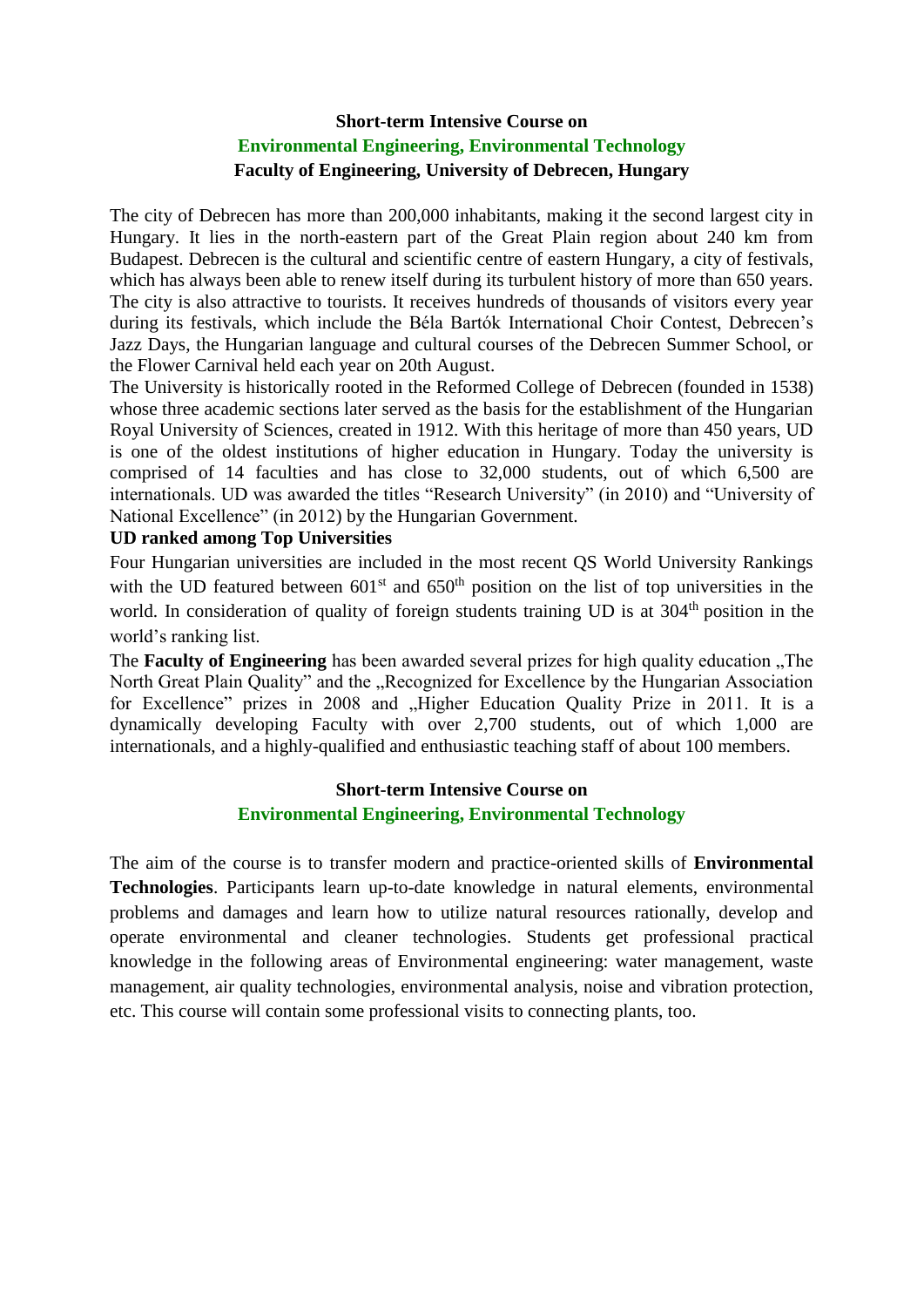# Short-term Intensive Course on
## Environmental Engineering, Environmental Technology
### Faculty of Engineering, University of Debrecen, Hungary

The city of Debrecen has more than 200,000 inhabitants, making it the second largest city in Hungary. It lies in the north-eastern part of the Great Plain region about 240 km from Budapest. Debrecen is the cultural and scientific centre of eastern Hungary, a city of festivals, which has always been able to renew itself during its turbulent history of more than 650 years. The city is also attractive to tourists. It receives hundreds of thousands of visitors every year during its festivals, which include the Béla Bartók International Choir Contest, Debrecen's Jazz Days, the Hungarian language and cultural courses of the Debrecen Summer School, or the Flower Carnival held each year on 20th August.

The University is historically rooted in the Reformed College of Debrecen (founded in 1538) whose three academic sections later served as the basis for the establishment of the Hungarian Royal University of Sciences, created in 1912. With this heritage of more than 450 years, UD is one of the oldest institutions of higher education in Hungary. Today the university is comprised of 14 faculties and has close to 32,000 students, out of which 6,500 are internationals. UD was awarded the titles "Research University" (in 2010) and "University of National Excellence" (in 2012) by the Hungarian Government.

**UD ranked among Top Universities**

Four Hungarian universities are included in the most recent QS World University Rankings with the UD featured between 601st and 650th position on the list of top universities in the world. In consideration of quality of foreign students training UD is at 304th position in the world's ranking list.

The **Faculty of Engineering** has been awarded several prizes for high quality education „The North Great Plain Quality" and the „Recognized for Excellence by the Hungarian Association for Excellence" prizes in 2008 and „Higher Education Quality Prize in 2011. It is a dynamically developing Faculty with over 2,700 students, out of which 1,000 are internationals, and a highly-qualified and enthusiastic teaching staff of about 100 members.

# Short-term Intensive Course on
## Environmental Engineering, Environmental Technology

The aim of the course is to transfer modern and practice-oriented skills of **Environmental Technologies**. Participants learn up-to-date knowledge in natural elements, environmental problems and damages and learn how to utilize natural resources rationally, develop and operate environmental and cleaner technologies. Students get professional practical knowledge in the following areas of Environmental engineering: water management, waste management, air quality technologies, environmental analysis, noise and vibration protection, etc. This course will contain some professional visits to connecting plants, too.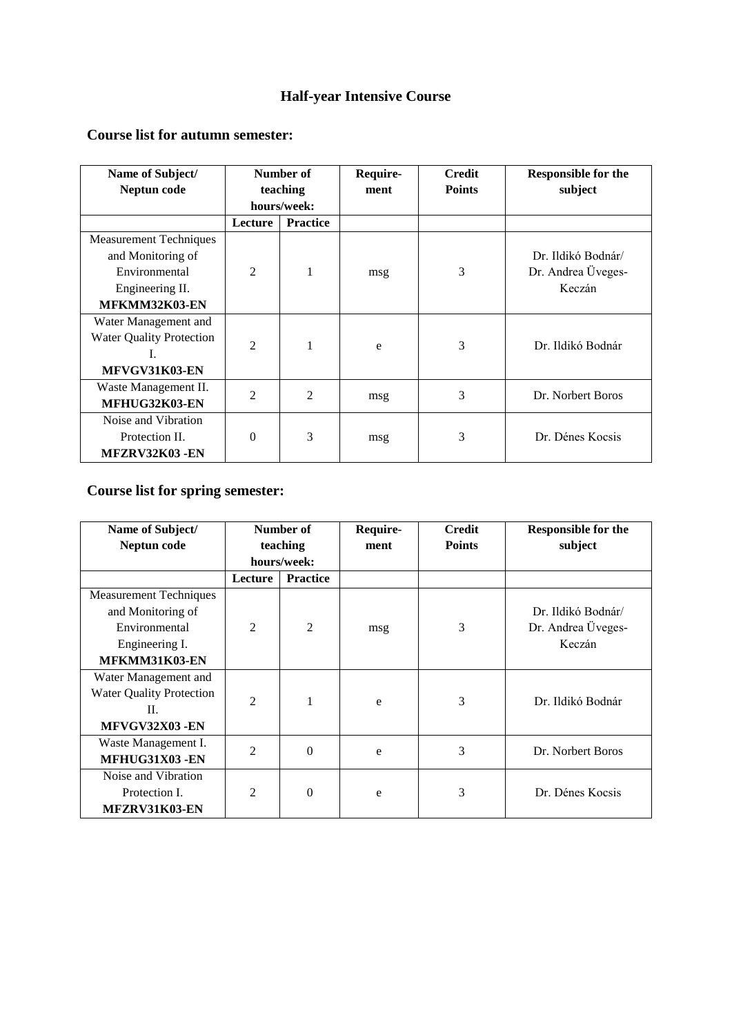# Half-year Intensive Course

## Course list for autumn semester:

| Name of Subject/ Neptun code | Number of teaching hours/week: | | Require-ment | Credit Points | Responsible for the subject |
|---|---|---|---|---|---|
| | Lecture | Practice | | | |
| Measurement Techniques and Monitoring of Environmental Engineering II. **MFKMM32K03-EN** | 2 | 1 | msg | 3 | Dr. Ildikó Bodnár/ Dr. Andrea Üveges-Keczán |
| Water Management and Water Quality Protection I. **MFVGV31K03-EN** | 2 | 1 | e | 3 | Dr. Ildikó Bodnár |
| Waste Management II. **MFHUG32K03-EN** | 2 | 2 | msg | 3 | Dr. Norbert Boros |
| Noise and Vibration Protection II. **MFZRV32K03 -EN** | 0 | 3 | msg | 3 | Dr. Dénes Kocsis |

## Course list for spring semester:

| Name of Subject/ Neptun code | Number of teaching hours/week: | | Require-ment | Credit Points | Responsible for the subject |
|---|---|---|---|---|---|
| | Lecture | Practice | | | |
| Measurement Techniques and Monitoring of Environmental Engineering I. **MFKMM31K03-EN** | 2 | 2 | msg | 3 | Dr. Ildikó Bodnár/ Dr. Andrea Üveges-Keczán |
| Water Management and Water Quality Protection II. **MFVGV32X03 -EN** | 2 | 1 | e | 3 | Dr. Ildikó Bodnár |
| Waste Management I. **MFHUG31X03 -EN** | 2 | 0 | e | 3 | Dr. Norbert Boros |
| Noise and Vibration Protection I. **MFZRV31K03-EN** | 2 | 0 | e | 3 | Dr. Dénes Kocsis |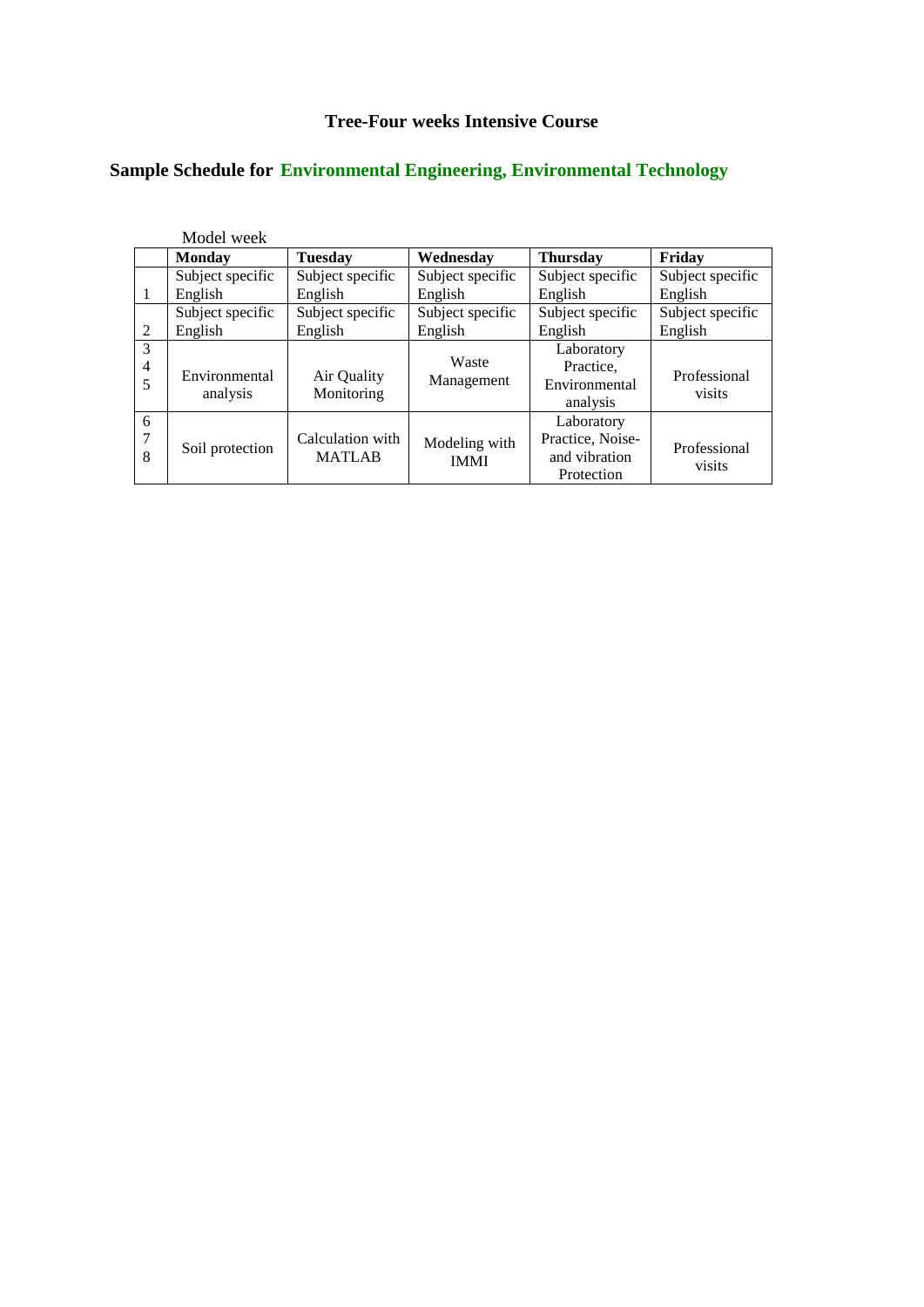# Tree-Four weeks Intensive Course

## Sample Schedule for Environmental Engineering, Environmental Technology

Model week

| | Monday | Tuesday | Wednesday | Thursday | Friday |
|---|---|---|---|---|---|
| 1 | Subject specific English | Subject specific English | Subject specific English | Subject specific English | Subject specific English |
| 2 | Subject specific English | Subject specific English | Subject specific English | Subject specific English | Subject specific English |
| 3 4 5 | Environmental analysis | Air Quality Monitoring | Waste Management | Laboratory Practice, Environmental analysis | Professional visits |
| 6 7 8 | Soil protection | Calculation with MATLAB | Modeling with IMMI | Laboratory Practice, Noise- and vibration Protection | Professional visits |